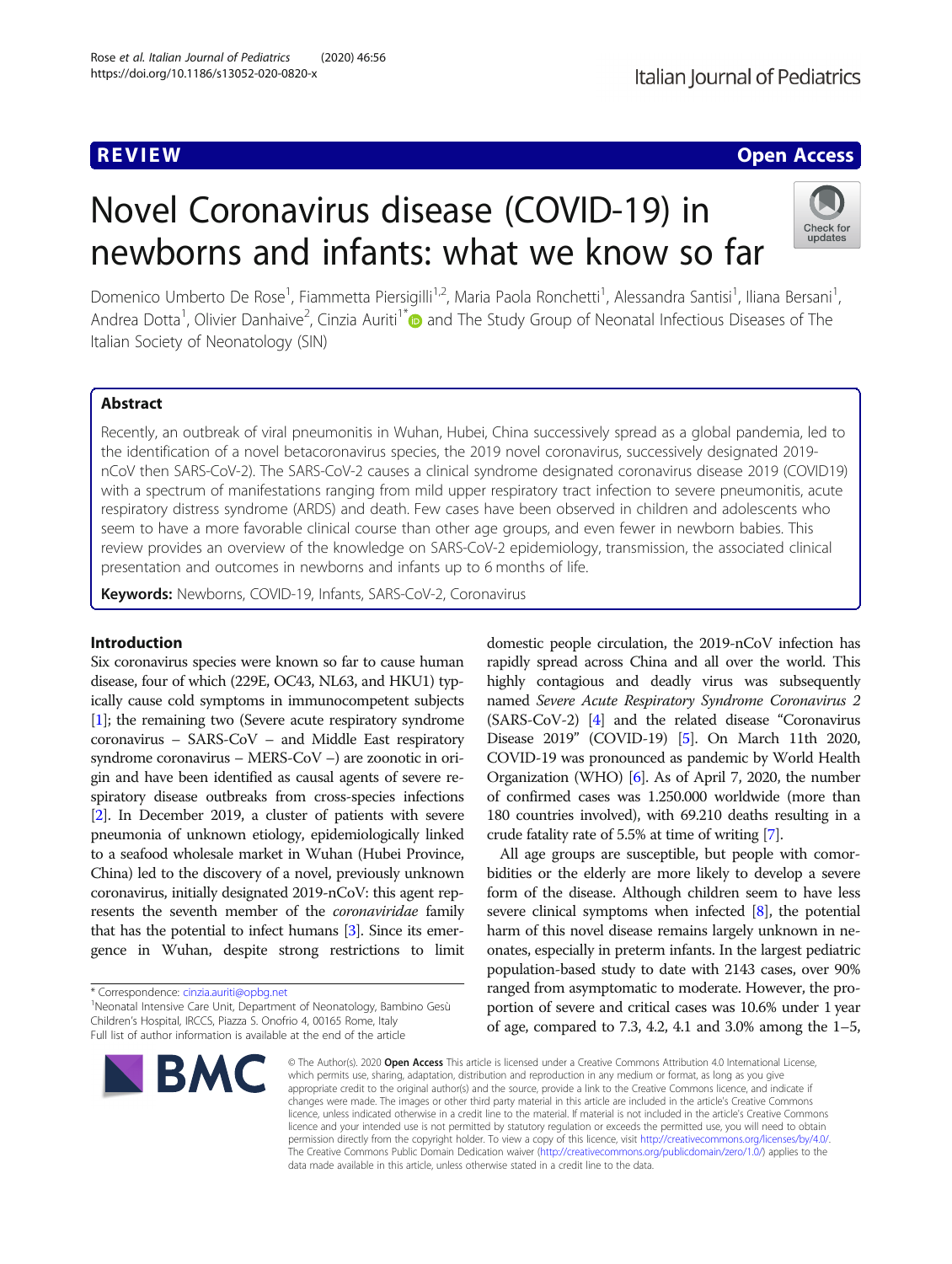REVIEW

Open Access

# Novel Coronavirus disease (COVID-19) in newborns and infants: what we know so far

Domenico Umberto De Rose[1], Fiammetta Piersigilli[1,2], Maria Paola Ronchetti[1], Alessandra Santisi[1], Iliana Bersani[1], Andrea Dotta[1], Olivier Danhaive[2], Cinzia Auriti[1*] and The Study Group of Neonatal Infectious Diseases of The Italian Society of Neonatology (SIN)

## Abstract

Recently, an outbreak of viral pneumonitis in Wuhan, Hubei, China successively spread as a global pandemia, led to the identification of a novel betacoronavirus species, the 2019 novel coronavirus, successively designated 2019-nCoV then SARS-CoV-2). The SARS-CoV-2 causes a clinical syndrome designated coronavirus disease 2019 (COVID19) with a spectrum of manifestations ranging from mild upper respiratory tract infection to severe pneumonitis, acute respiratory distress syndrome (ARDS) and death. Few cases have been observed in children and adolescents who seem to have a more favorable clinical course than other age groups, and even fewer in newborn babies. This review provides an overview of the knowledge on SARS-CoV-2 epidemiology, transmission, the associated clinical presentation and outcomes in newborns and infants up to 6 months of life.

**Keywords:** Newborns, COVID-19, Infants, SARS-CoV-2, Coronavirus

## Introduction

Six coronavirus species were known so far to cause human disease, four of which (229E, OC43, NL63, and HKU1) typically cause cold symptoms in immunocompetent subjects [1]; the remaining two (Severe acute respiratory syndrome coronavirus – SARS-CoV – and Middle East respiratory syndrome coronavirus – MERS-CoV –) are zoonotic in origin and have been identified as causal agents of severe respiratory disease outbreaks from cross-species infections [2]. In December 2019, a cluster of patients with severe pneumonia of unknown etiology, epidemiologically linked to a seafood wholesale market in Wuhan (Hubei Province, China) led to the discovery of a novel, previously unknown coronavirus, initially designated 2019-nCoV: this agent represents the seventh member of the *coronaviridae* family that has the potential to infect humans [3]. Since its emergence in Wuhan, despite strong restrictions to limit domestic people circulation, the 2019-nCoV infection has rapidly spread across China and all over the world. This highly contagious and deadly virus was subsequently named *Severe Acute Respiratory Syndrome Coronavirus 2* (SARS-CoV-2) [4] and the related disease "Coronavirus Disease 2019" (COVID-19) [5]. On March 11th 2020, COVID-19 was pronounced as pandemic by World Health Organization (WHO) [6]. As of April 7, 2020, the number of confirmed cases was 1.250.000 worldwide (more than 180 countries involved), with 69.210 deaths resulting in a crude fatality rate of 5.5% at time of writing [7].

All age groups are susceptible, but people with comorbidities or the elderly are more likely to develop a severe form of the disease. Although children seem to have less severe clinical symptoms when infected [8], the potential harm of this novel disease remains largely unknown in neonates, especially in preterm infants. In the largest pediatric population-based study to date with 2143 cases, over 90% ranged from asymptomatic to moderate. However, the proportion of severe and critical cases was 10.6% under 1 year of age, compared to 7.3, 4.2, 4.1 and 3.0% among the 1–5,

\* Correspondence: cinzia.auriti@opbg.net
[1]Neonatal Intensive Care Unit, Department of Neonatology, Bambino Gesù Children's Hospital, IRCCS, Piazza S. Onofrio 4, 00165 Rome, Italy
Full list of author information is available at the end of the article

© The Author(s). 2020 **Open Access** This article is licensed under a Creative Commons Attribution 4.0 International License, which permits use, sharing, adaptation, distribution and reproduction in any medium or format, as long as you give appropriate credit to the original author(s) and the source, provide a link to the Creative Commons licence, and indicate if changes were made. The images or other third party material in this article are included in the article's Creative Commons licence, unless indicated otherwise in a credit line to the material. If material is not included in the article's Creative Commons licence and your intended use is not permitted by statutory regulation or exceeds the permitted use, you will need to obtain permission directly from the copyright holder. To view a copy of this licence, visit http://creativecommons.org/licenses/by/4.0/. The Creative Commons Public Domain Dedication waiver (http://creativecommons.org/publicdomain/zero/1.0/) applies to the data made available in this article, unless otherwise stated in a credit line to the data.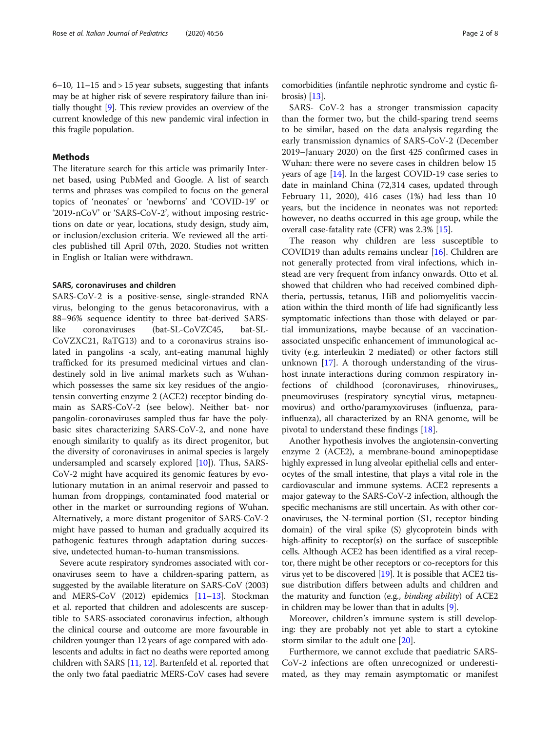6–10, 11–15 and > 15 year subsets, suggesting that infants may be at higher risk of severe respiratory failure than initially thought [9]. This review provides an overview of the current knowledge of this new pandemic viral infection in this fragile population.

## Methods

The literature search for this article was primarily Internet based, using PubMed and Google. A list of search terms and phrases was compiled to focus on the general topics of 'neonates' or 'newborns' and 'COVID-19' or '2019-nCoV' or 'SARS-CoV-2', without imposing restrictions on date or year, locations, study design, study aim, or inclusion/exclusion criteria. We reviewed all the articles published till April 07th, 2020. Studies not written in English or Italian were withdrawn.

### SARS, coronaviruses and children

SARS-CoV-2 is a positive-sense, single-stranded RNA virus, belonging to the genus betacoronavirus, with a 88–96% sequence identity to three bat-derived SARS-like coronaviruses (bat-SL-CoVZC45, bat-SL-CoVZXC21, RaTG13) and to a coronavirus strains isolated in pangolins -a scaly, ant-eating mammal highly trafficked for its presumed medicinal virtues and clandestinely sold in live animal markets such as Wuhan-which possesses the same six key residues of the angiotensin converting enzyme 2 (ACE2) receptor binding domain as SARS-CoV-2 (see below). Neither bat- nor pangolin-coronaviruses sampled thus far have the polybasic sites characterizing SARS-CoV-2, and none have enough similarity to qualify as its direct progenitor, but the diversity of coronaviruses in animal species is largely undersampled and scarsely explored [10]). Thus, SARS-CoV-2 might have acquired its genomic features by evolutionary mutation in an animal reservoir and passed to human from droppings, contaminated food material or other in the market or surrounding regions of Wuhan. Alternatively, a more distant progenitor of SARS-CoV-2 might have passed to human and gradually acquired its pathogenic features through adaptation during successive, undetected human-to-human transmissions.

Severe acute respiratory syndromes associated with coronaviruses seem to have a children-sparing pattern, as suggested by the available literature on SARS-CoV (2003) and MERS-CoV (2012) epidemics [11–13]. Stockman et al. reported that children and adolescents are susceptible to SARS-associated coronavirus infection, although the clinical course and outcome are more favourable in children younger than 12 years of age compared with adolescents and adults: in fact no deaths were reported among children with SARS [11, 12]. Bartenfeld et al. reported that the only two fatal paediatric MERS-CoV cases had severe comorbidities (infantile nephrotic syndrome and cystic fibrosis) [13].

SARS- CoV-2 has a stronger transmission capacity than the former two, but the child-sparing trend seems to be similar, based on the data analysis regarding the early transmission dynamics of SARS-CoV-2 (December 2019–January 2020) on the first 425 confirmed cases in Wuhan: there were no severe cases in children below 15 years of age [14]. In the largest COVID-19 case series to date in mainland China (72,314 cases, updated through February 11, 2020), 416 cases (1%) had less than 10 years, but the incidence in neonates was not reported: however, no deaths occurred in this age group, while the overall case-fatality rate (CFR) was 2.3% [15].

The reason why children are less susceptible to COVID19 than adults remains unclear [16]. Children are not generally protected from viral infections, which instead are very frequent from infancy onwards. Otto et al. showed that children who had received combined diphtheria, pertussis, tetanus, HiB and poliomyelitis vaccination within the third month of life had significantly less symptomatic infections than those with delayed or partial immunizations, maybe because of an vaccination-associated unspecific enhancement of immunological activity (e.g. interleukin 2 mediated) or other factors still unknown [17]. A thorough understanding of the virus-host innate interactions during common respiratory infections of childhood (coronaviruses, rhinoviruses,, pneumoviruses (respiratory syncytial virus, metapneumovirus) and ortho/paramyxoviruses (influenza, parainfluenza), all characterized by an RNA genome, will be pivotal to understand these findings [18].

Another hypothesis involves the angiotensin-converting enzyme 2 (ACE2), a membrane-bound aminopeptidase highly expressed in lung alveolar epithelial cells and enterocytes of the small intestine, that plays a vital role in the cardiovascular and immune systems. ACE2 represents a major gateway to the SARS-CoV-2 infection, although the specific mechanisms are still uncertain. As with other coronaviruses, the N-terminal portion (S1, receptor binding domain) of the viral spike (S) glycoprotein binds with high-affinity to receptor(s) on the surface of susceptible cells. Although ACE2 has been identified as a viral receptor, there might be other receptors or co-receptors for this virus yet to be discovered [19]. It is possible that ACE2 tissue distribution differs between adults and children and the maturity and function (e.g., *binding ability*) of ACE2 in children may be lower than that in adults [9].

Moreover, children's immune system is still developing: they are probably not yet able to start a cytokine storm similar to the adult one [20].

Furthermore, we cannot exclude that paediatric SARS-CoV-2 infections are often unrecognized or underestimated, as they may remain asymptomatic or manifest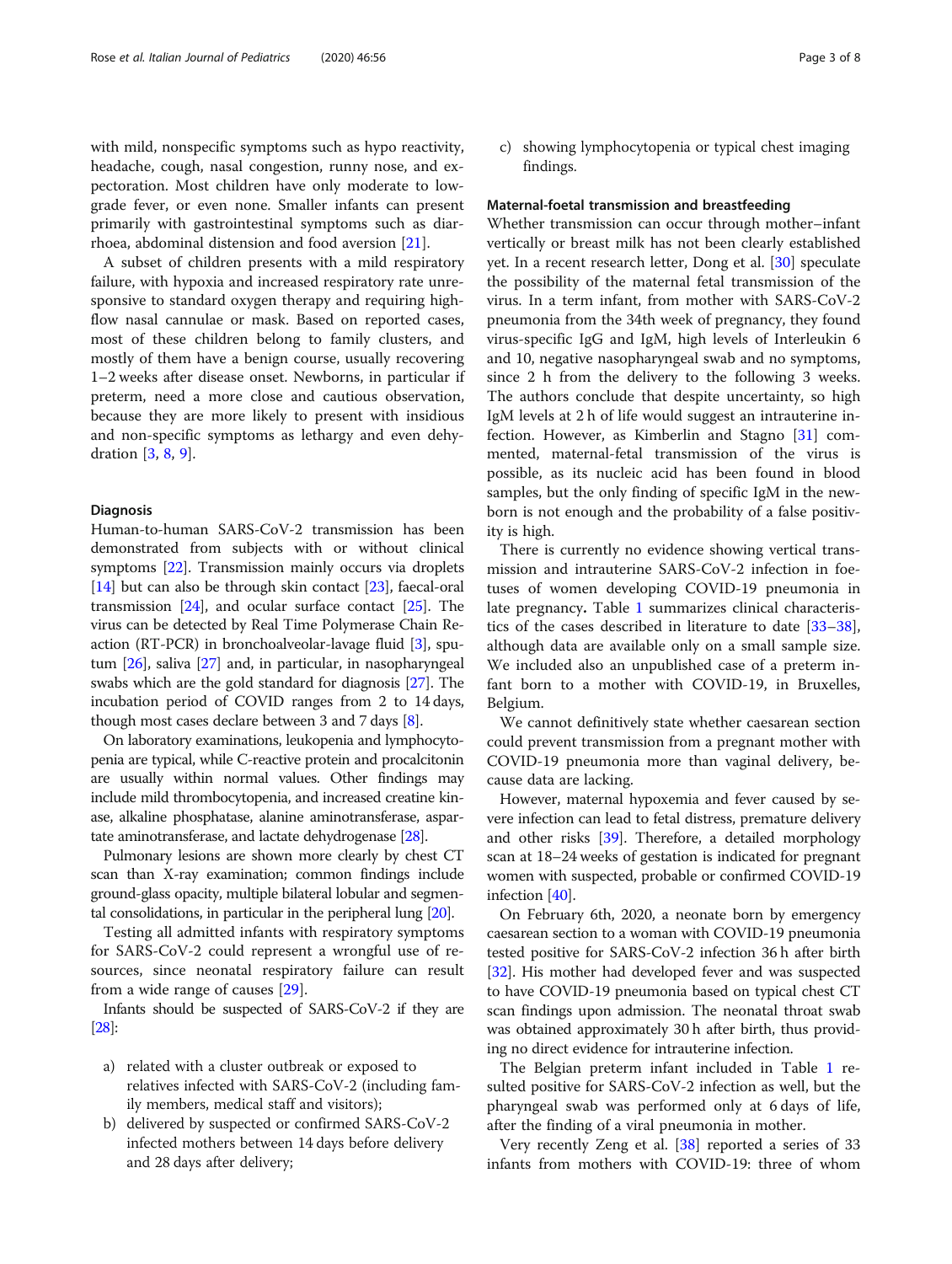with mild, nonspecific symptoms such as hypo reactivity, headache, cough, nasal congestion, runny nose, and expectoration. Most children have only moderate to low-grade fever, or even none. Smaller infants can present primarily with gastrointestinal symptoms such as diarrhoea, abdominal distension and food aversion [21].

A subset of children presents with a mild respiratory failure, with hypoxia and increased respiratory rate unresponsive to standard oxygen therapy and requiring high-flow nasal cannulae or mask. Based on reported cases, most of these children belong to family clusters, and mostly of them have a benign course, usually recovering 1–2 weeks after disease onset. Newborns, in particular if preterm, need a more close and cautious observation, because they are more likely to present with insidious and non-specific symptoms as lethargy and even dehydration [3, 8, 9].

#### Diagnosis

Human-to-human SARS-CoV-2 transmission has been demonstrated from subjects with or without clinical symptoms [22]. Transmission mainly occurs via droplets [14] but can also be through skin contact [23], faecal-oral transmission [24], and ocular surface contact [25]. The virus can be detected by Real Time Polymerase Chain Reaction (RT-PCR) in bronchoalveolar-lavage fluid [3], sputum [26], saliva [27] and, in particular, in nasopharyngeal swabs which are the gold standard for diagnosis [27]. The incubation period of COVID ranges from 2 to 14 days, though most cases declare between 3 and 7 days [8].

On laboratory examinations, leukopenia and lymphocytopenia are typical, while C-reactive protein and procalcitonin are usually within normal values. Other findings may include mild thrombocytopenia, and increased creatine kinase, alkaline phosphatase, alanine aminotransferase, aspartate aminotransferase, and lactate dehydrogenase [28].

Pulmonary lesions are shown more clearly by chest CT scan than X-ray examination; common findings include ground-glass opacity, multiple bilateral lobular and segmental consolidations, in particular in the peripheral lung [20].

Testing all admitted infants with respiratory symptoms for SARS-CoV-2 could represent a wrongful use of resources, since neonatal respiratory failure can result from a wide range of causes [29].

Infants should be suspected of SARS-CoV-2 if they are [28]:

a) related with a cluster outbreak or exposed to relatives infected with SARS-CoV-2 (including family members, medical staff and visitors);
b) delivered by suspected or confirmed SARS-CoV-2 infected mothers between 14 days before delivery and 28 days after delivery;
c) showing lymphocytopenia or typical chest imaging findings.

#### Maternal-foetal transmission and breastfeeding

Whether transmission can occur through mother–infant vertically or breast milk has not been clearly established yet. In a recent research letter, Dong et al. [30] speculate the possibility of the maternal fetal transmission of the virus. In a term infant, from mother with SARS-CoV-2 pneumonia from the 34th week of pregnancy, they found virus-specific IgG and IgM, high levels of Interleukin 6 and 10, negative nasopharyngeal swab and no symptoms, since 2 h from the delivery to the following 3 weeks. The authors conclude that despite uncertainty, so high IgM levels at 2 h of life would suggest an intrauterine infection. However, as Kimberlin and Stagno [31] commented, maternal-fetal transmission of the virus is possible, as its nucleic acid has been found in blood samples, but the only finding of specific IgM in the newborn is not enough and the probability of a false positivity is high.

There is currently no evidence showing vertical transmission and intrauterine SARS-CoV-2 infection in foetuses of women developing COVID-19 pneumonia in late pregnancy**.** Table 1 summarizes clinical characteristics of the cases described in literature to date [33–38], although data are available only on a small sample size. We included also an unpublished case of a preterm infant born to a mother with COVID-19, in Bruxelles, Belgium.

We cannot definitively state whether caesarean section could prevent transmission from a pregnant mother with COVID-19 pneumonia more than vaginal delivery, because data are lacking.

However, maternal hypoxemia and fever caused by severe infection can lead to fetal distress, premature delivery and other risks [39]. Therefore, a detailed morphology scan at 18–24 weeks of gestation is indicated for pregnant women with suspected, probable or confirmed COVID-19 infection [40].

On February 6th, 2020, a neonate born by emergency caesarean section to a woman with COVID-19 pneumonia tested positive for SARS-CoV-2 infection 36 h after birth [32]. His mother had developed fever and was suspected to have COVID-19 pneumonia based on typical chest CT scan findings upon admission. The neonatal throat swab was obtained approximately 30 h after birth, thus providing no direct evidence for intrauterine infection.

The Belgian preterm infant included in Table 1 resulted positive for SARS-CoV-2 infection as well, but the pharyngeal swab was performed only at 6 days of life, after the finding of a viral pneumonia in mother.

Very recently Zeng et al. [38] reported a series of 33 infants from mothers with COVID-19: three of whom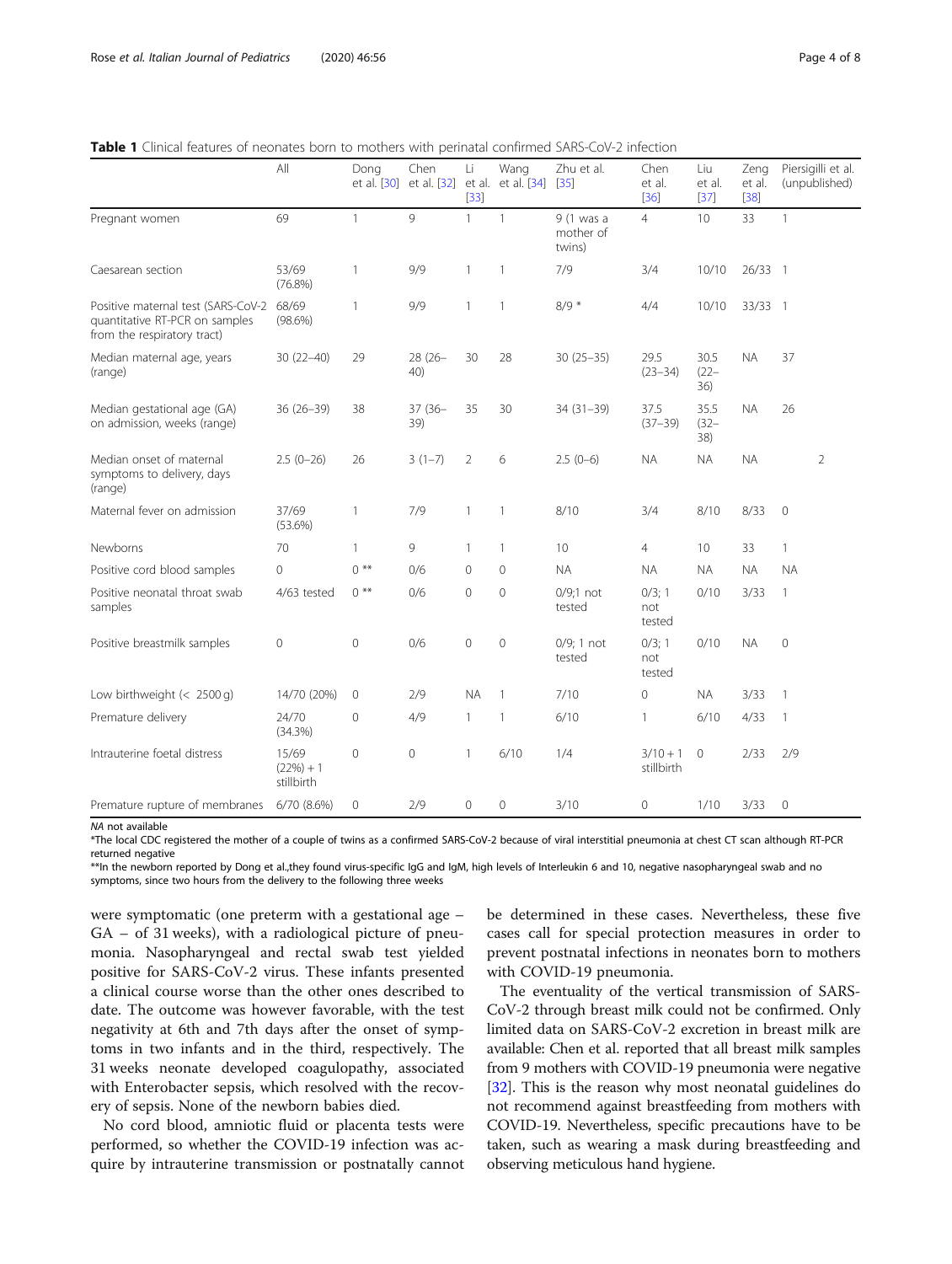**Table 1** Clinical features of neonates born to mothers with perinatal confirmed SARS-CoV-2 infection

| | All | Dong et al. [30] | Chen et al. [32] | Li et al. [33] | Wang et al. [34] | Zhu et al. [35] | Chen et al. [36] | Liu et al. [37] | Zeng et al. [38] | Piersigilli et al. (unpublished) |
|---|---|---|---|---|---|---|---|---|---|---|
| Pregnant women | 69 | 1 | 9 | 1 | 1 | 9 (1 was a mother of twins) | 4 | 10 | 33 | 1 |
| Caesarean section | 53/69 (76.8%) | 1 | 9/9 | 1 | 1 | 7/9 | 3/4 | 10/10 | 26/33 | 1 |
| Positive maternal test (SARS-CoV-2 quantitative RT-PCR on samples from the respiratory tract) | 68/69 (98.6%) | 1 | 9/9 | 1 | 1 | 8/9 * | 4/4 | 10/10 | 33/33 | 1 |
| Median maternal age, years (range) | 30 (22–40) | 29 | 28 (26–40) | 30 | 28 | 30 (25–35) | 29.5 (23–34) | 30.5 (22–36) | NA | 37 |
| Median gestational age (GA) on admission, weeks (range) | 36 (26–39) | 38 | 37 (36–39) | 35 | 30 | 34 (31–39) | 37.5 (37–39) | 35.5 (32–38) | NA | 26 |
| Median onset of maternal symptoms to delivery, days (range) | 2.5 (0–26) | 26 | 3 (1–7) | 2 | 6 | 2.5 (0–6) | NA | NA | NA | 2 |
| Maternal fever on admission | 37/69 (53.6%) | 1 | 7/9 | 1 | 1 | 8/10 | 3/4 | 8/10 | 8/33 | 0 |
| Newborns | 70 | 1 | 9 | 1 | 1 | 10 | 4 | 10 | 33 | 1 |
| Positive cord blood samples | 0 | 0 ** | 0/6 | 0 | 0 | NA | NA | NA | NA | NA |
| Positive neonatal throat swab samples | 4/63 tested | 0 ** | 0/6 | 0 | 0 | 0/9;1 not tested | 0/3; 1 not tested | 0/10 | 3/33 | 1 |
| Positive breastmilk samples | 0 | 0 | 0/6 | 0 | 0 | 0/9; 1 not tested | 0/3; 1 not tested | 0/10 | NA | 0 |
| Low birthweight (< 2500 g) | 14/70 (20%) | 0 | 2/9 | NA | 1 | 7/10 | 0 | NA | 3/33 | 1 |
| Premature delivery | 24/70 (34.3%) | 0 | 4/9 | 1 | 1 | 6/10 | 1 | 6/10 | 4/33 | 1 |
| Intrauterine foetal distress | 15/69 (22%) + 1 stillbirth | 0 | 0 | 1 | 6/10 | 1/4 | 3/10 + 1 stillbirth | 0 | 2/33 | 2/9 |
| Premature rupture of membranes | 6/70 (8.6%) | 0 | 2/9 | 0 | 0 | 3/10 | 0 | 1/10 | 3/33 | 0 |

*NA* not available

*The local CDC registered the mother of a couple of twins as a confirmed SARS-CoV-2 because of viral interstitial pneumonia at chest CT scan although RT-PCR returned negative

**In the newborn reported by Dong et al.,they found virus-specific IgG and IgM, high levels of Interleukin 6 and 10, negative nasopharyngeal swab and no symptoms, since two hours from the delivery to the following three weeks

were symptomatic (one preterm with a gestational age – GA – of 31 weeks), with a radiological picture of pneumonia. Nasopharyngeal and rectal swab test yielded positive for SARS-CoV-2 virus. These infants presented a clinical course worse than the other ones described to date. The outcome was however favorable, with the test negativity at 6th and 7th days after the onset of symptoms in two infants and in the third, respectively. The 31 weeks neonate developed coagulopathy, associated with Enterobacter sepsis, which resolved with the recovery of sepsis. None of the newborn babies died.

No cord blood, amniotic fluid or placenta tests were performed, so whether the COVID-19 infection was acquire by intrauterine transmission or postnatally cannot be determined in these cases. Nevertheless, these five cases call for special protection measures in order to prevent postnatal infections in neonates born to mothers with COVID-19 pneumonia.

The eventuality of the vertical transmission of SARS-CoV-2 through breast milk could not be confirmed. Only limited data on SARS-CoV-2 excretion in breast milk are available: Chen et al. reported that all breast milk samples from 9 mothers with COVID-19 pneumonia were negative [32]. This is the reason why most neonatal guidelines do not recommend against breastfeeding from mothers with COVID-19. Nevertheless, specific precautions have to be taken, such as wearing a mask during breastfeeding and observing meticulous hand hygiene.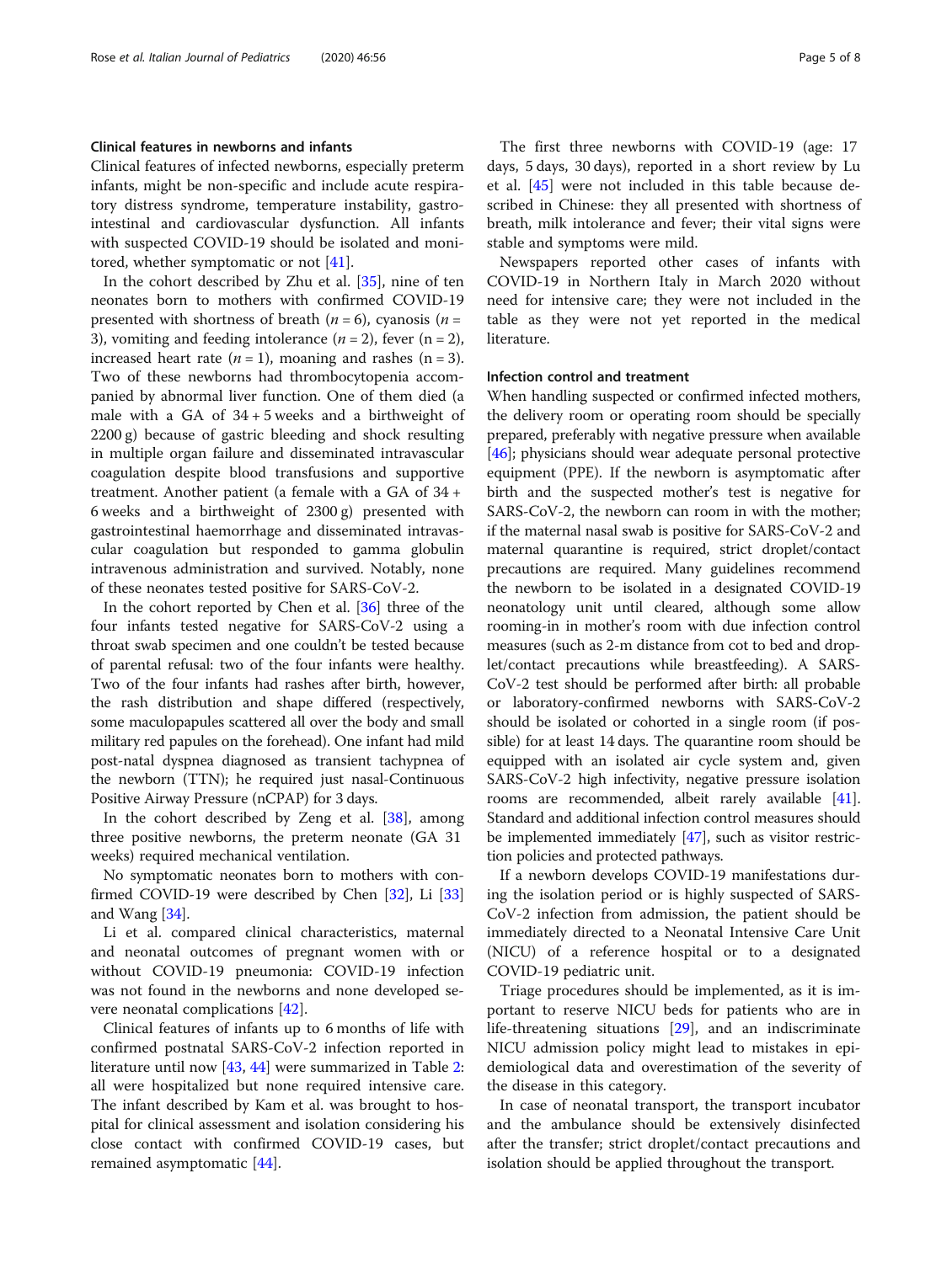### Clinical features in newborns and infants

Clinical features of infected newborns, especially preterm infants, might be non-specific and include acute respiratory distress syndrome, temperature instability, gastrointestinal and cardiovascular dysfunction. All infants with suspected COVID-19 should be isolated and monitored, whether symptomatic or not [41].

In the cohort described by Zhu et al. [35], nine of ten neonates born to mothers with confirmed COVID-19 presented with shortness of breath (*n* = 6), cyanosis (*n* = 3), vomiting and feeding intolerance (*n* = 2), fever (n = 2), increased heart rate (*n* = 1), moaning and rashes (n = 3). Two of these newborns had thrombocytopenia accompanied by abnormal liver function. One of them died (a male with a GA of 34 + 5 weeks and a birthweight of 2200 g) because of gastric bleeding and shock resulting in multiple organ failure and disseminated intravascular coagulation despite blood transfusions and supportive treatment. Another patient (a female with a GA of 34 + 6 weeks and a birthweight of 2300 g) presented with gastrointestinal haemorrhage and disseminated intravascular coagulation but responded to gamma globulin intravenous administration and survived. Notably, none of these neonates tested positive for SARS-CoV-2.

In the cohort reported by Chen et al. [36] three of the four infants tested negative for SARS-CoV-2 using a throat swab specimen and one couldn't be tested because of parental refusal: two of the four infants were healthy. Two of the four infants had rashes after birth, however, the rash distribution and shape differed (respectively, some maculopapules scattered all over the body and small military red papules on the forehead). One infant had mild post-natal dyspnea diagnosed as transient tachypnea of the newborn (TTN); he required just nasal-Continuous Positive Airway Pressure (nCPAP) for 3 days.

In the cohort described by Zeng et al. [38], among three positive newborns, the preterm neonate (GA 31 weeks) required mechanical ventilation.

No symptomatic neonates born to mothers with confirmed COVID-19 were described by Chen [32], Li [33] and Wang [34].

Li et al. compared clinical characteristics, maternal and neonatal outcomes of pregnant women with or without COVID-19 pneumonia: COVID-19 infection was not found in the newborns and none developed severe neonatal complications [42].

Clinical features of infants up to 6 months of life with confirmed postnatal SARS-CoV-2 infection reported in literature until now [43, 44] were summarized in Table 2: all were hospitalized but none required intensive care. The infant described by Kam et al. was brought to hospital for clinical assessment and isolation considering his close contact with confirmed COVID-19 cases, but remained asymptomatic [44].

The first three newborns with COVID-19 (age: 17 days, 5 days, 30 days), reported in a short review by Lu et al. [45] were not included in this table because described in Chinese: they all presented with shortness of breath, milk intolerance and fever; their vital signs were stable and symptoms were mild.

Newspapers reported other cases of infants with COVID-19 in Northern Italy in March 2020 without need for intensive care; they were not included in the table as they were not yet reported in the medical literature.

### Infection control and treatment

When handling suspected or confirmed infected mothers, the delivery room or operating room should be specially prepared, preferably with negative pressure when available [46]; physicians should wear adequate personal protective equipment (PPE). If the newborn is asymptomatic after birth and the suspected mother's test is negative for SARS-CoV-2, the newborn can room in with the mother; if the maternal nasal swab is positive for SARS-CoV-2 and maternal quarantine is required, strict droplet/contact precautions are required. Many guidelines recommend the newborn to be isolated in a designated COVID-19 neonatology unit until cleared, although some allow rooming-in in mother's room with due infection control measures (such as 2-m distance from cot to bed and droplet/contact precautions while breastfeeding). A SARS-CoV-2 test should be performed after birth: all probable or laboratory-confirmed newborns with SARS-CoV-2 should be isolated or cohorted in a single room (if possible) for at least 14 days. The quarantine room should be equipped with an isolated air cycle system and, given SARS-CoV-2 high infectivity, negative pressure isolation rooms are recommended, albeit rarely available [41]. Standard and additional infection control measures should be implemented immediately [47], such as visitor restriction policies and protected pathways.

If a newborn develops COVID-19 manifestations during the isolation period or is highly suspected of SARS-CoV-2 infection from admission, the patient should be immediately directed to a Neonatal Intensive Care Unit (NICU) of a reference hospital or to a designated COVID-19 pediatric unit.

Triage procedures should be implemented, as it is important to reserve NICU beds for patients who are in life-threatening situations [29], and an indiscriminate NICU admission policy might lead to mistakes in epidemiological data and overestimation of the severity of the disease in this category.

In case of neonatal transport, the transport incubator and the ambulance should be extensively disinfected after the transfer; strict droplet/contact precautions and isolation should be applied throughout the transport.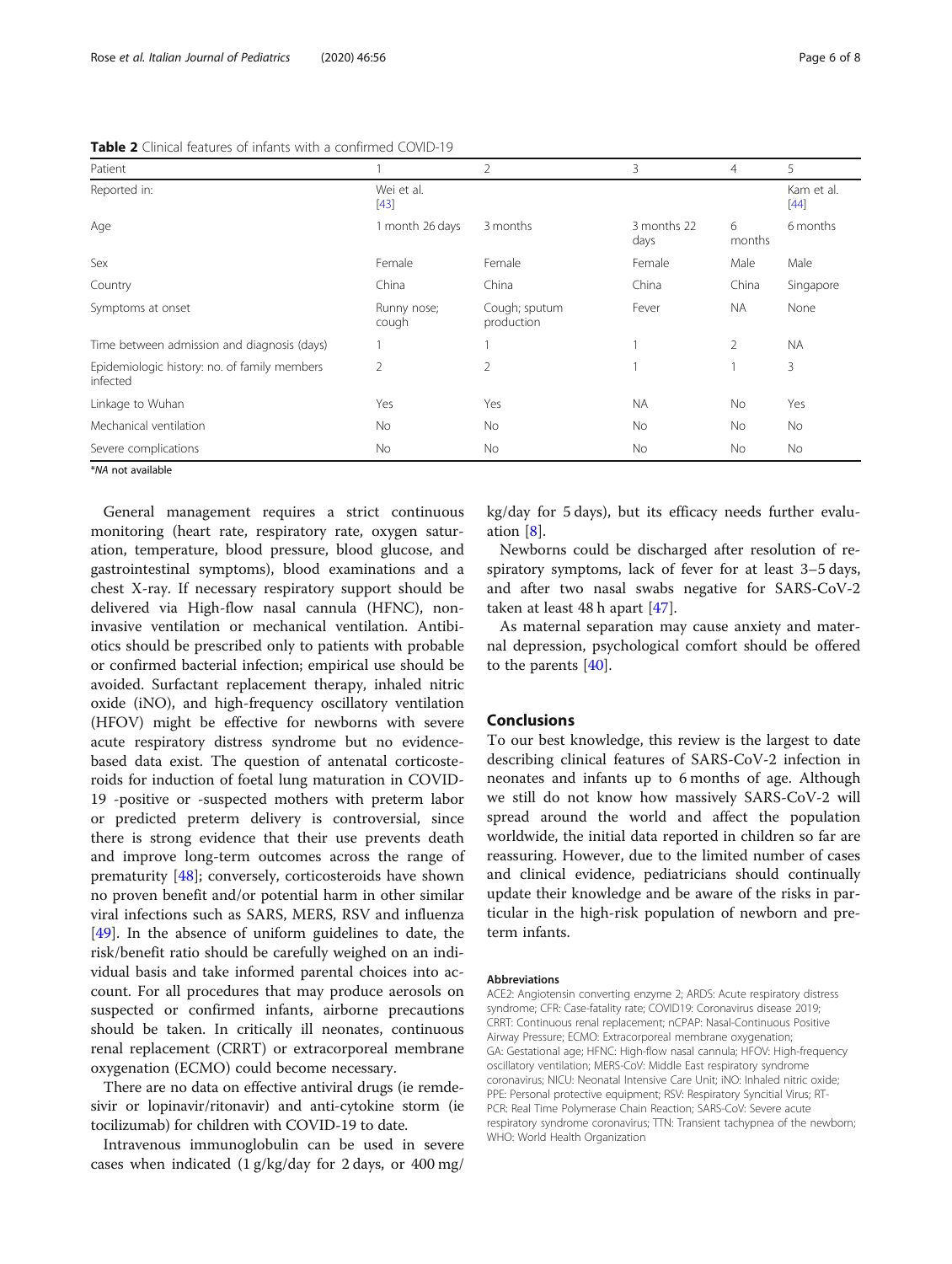**Table 2** Clinical features of infants with a confirmed COVID-19

| Patient | 1 | 2 | 3 | 4 | 5 |
| --- | --- | --- | --- | --- | --- |
| Reported in: | Wei et al. [43] | | | | Kam et al. [44] |
| Age | 1 month 26 days | 3 months | 3 months 22 days | 6 months | 6 months |
| Sex | Female | Female | Female | Male | Male |
| Country | China | China | China | China | Singapore |
| Symptoms at onset | Runny nose; cough | Cough; sputum production | Fever | NA | None |
| Time between admission and diagnosis (days) | 1 | 1 | 1 | 2 | NA |
| Epidemiologic history: no. of family members infected | 2 | 2 | 1 | 1 | 3 |
| Linkage to Wuhan | Yes | Yes | NA | No | Yes |
| Mechanical ventilation | No | No | No | No | No |
| Severe complications | No | No | No | No | No |

**NA* not available

General management requires a strict continuous monitoring (heart rate, respiratory rate, oxygen saturation, temperature, blood pressure, blood glucose, and gastrointestinal symptoms), blood examinations and a chest X-ray. If necessary respiratory support should be delivered via High-flow nasal cannula (HFNC), non-invasive ventilation or mechanical ventilation. Antibiotics should be prescribed only to patients with probable or confirmed bacterial infection; empirical use should be avoided. Surfactant replacement therapy, inhaled nitric oxide (iNO), and high-frequency oscillatory ventilation (HFOV) might be effective for newborns with severe acute respiratory distress syndrome but no evidence-based data exist. The question of antenatal corticosteroids for induction of foetal lung maturation in COVID-19 -positive or -suspected mothers with preterm labor or predicted preterm delivery is controversial, since there is strong evidence that their use prevents death and improve long-term outcomes across the range of prematurity [48]; conversely, corticosteroids have shown no proven benefit and/or potential harm in other similar viral infections such as SARS, MERS, RSV and influenza [49]. In the absence of uniform guidelines to date, the risk/benefit ratio should be carefully weighed on an individual basis and take informed parental choices into account. For all procedures that may produce aerosols on suspected or confirmed infants, airborne precautions should be taken. In critically ill neonates, continuous renal replacement (CRRT) or extracorporeal membrane oxygenation (ECMO) could become necessary.

There are no data on effective antiviral drugs (ie remdesivir or lopinavir/ritonavir) and anti-cytokine storm (ie tocilizumab) for children with COVID-19 to date.

Intravenous immunoglobulin can be used in severe cases when indicated (1 g/kg/day for 2 days, or 400 mg/kg/day for 5 days), but its efficacy needs further evaluation [8].

Newborns could be discharged after resolution of respiratory symptoms, lack of fever for at least 3–5 days, and after two nasal swabs negative for SARS-CoV-2 taken at least 48 h apart [47].

As maternal separation may cause anxiety and maternal depression, psychological comfort should be offered to the parents [40].

## Conclusions

To our best knowledge, this review is the largest to date describing clinical features of SARS-CoV-2 infection in neonates and infants up to 6 months of age. Although we still do not know how massively SARS-CoV-2 will spread around the world and affect the population worldwide, the initial data reported in children so far are reassuring. However, due to the limited number of cases and clinical evidence, pediatricians should continually update their knowledge and be aware of the risks in particular in the high-risk population of newborn and preterm infants.

#### Abbreviations

ACE2: Angiotensin converting enzyme 2; ARDS: Acute respiratory distress syndrome; CFR: Case-fatality rate; COVID19: Coronavirus disease 2019; CRRT: Continuous renal replacement; nCPAP: Nasal-Continuous Positive Airway Pressure; ECMO: Extracorporeal membrane oxygenation; GA: Gestational age; HFNC: High-flow nasal cannula; HFOV: High-frequency oscillatory ventilation; MERS-CoV: Middle East respiratory syndrome coronavirus; NICU: Neonatal Intensive Care Unit; iNO: Inhaled nitric oxide; PPE: Personal protective equipment; RSV: Respiratory Syncitial Virus; RT-PCR: Real Time Polymerase Chain Reaction; SARS-CoV: Severe acute respiratory syndrome coronavirus; TTN: Transient tachypnea of the newborn; WHO: World Health Organization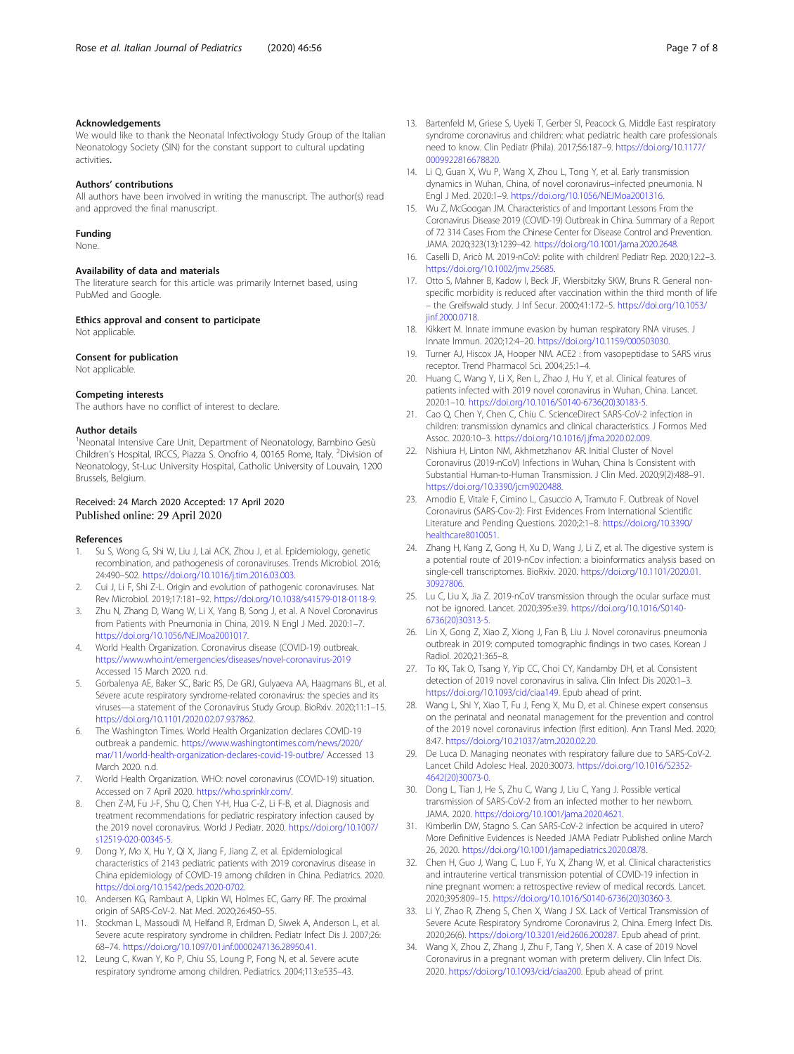## Acknowledgements

We would like to thank the Neonatal Infectivology Study Group of the Italian Neonatology Society (SIN) for the constant support to cultural updating activities.

## Authors' contributions

All authors have been involved in writing the manuscript. The author(s) read and approved the final manuscript.

## Funding

None.

## Availability of data and materials

The literature search for this article was primarily Internet based, using PubMed and Google.

## Ethics approval and consent to participate

Not applicable.

## Consent for publication

Not applicable.

## Competing interests

The authors have no conflict of interest to declare.

## Author details

[1]Neonatal Intensive Care Unit, Department of Neonatology, Bambino Gesù Children's Hospital, IRCCS, Piazza S. Onofrio 4, 00165 Rome, Italy. [2]Division of Neonatology, St-Luc University Hospital, Catholic University of Louvain, 1200 Brussels, Belgium.

Received: 24 March 2020 Accepted: 17 April 2020
Published online: 29 April 2020

## References

1. Su S, Wong G, Shi W, Liu J, Lai ACK, Zhou J, et al. Epidemiology, genetic recombination, and pathogenesis of coronaviruses. Trends Microbiol. 2016; 24:490–502. https://doi.org/10.1016/j.tim.2016.03.003.
2. Cui J, Li F, Shi Z-L. Origin and evolution of pathogenic coronaviruses. Nat Rev Microbiol. 2019;17:181–92. https://doi.org/10.1038/s41579-018-0118-9.
3. Zhu N, Zhang D, Wang W, Li X, Yang B, Song J, et al. A Novel Coronavirus from Patients with Pneumonia in China, 2019. N Engl J Med. 2020:1–7. https://doi.org/10.1056/NEJMoa2001017.
4. World Health Organization. Coronavirus disease (COVID-19) outbreak. https://www.who.int/emergencies/diseases/novel-coronavirus-2019 Accessed 15 March 2020. n.d.
5. Gorbalenya AE, Baker SC, Baric RS, De GRJ, Gulyaeva AA, Haagmans BL, et al. Severe acute respiratory syndrome-related coronavirus: the species and its viruses—a statement of the Coronavirus Study Group. BioRxiv. 2020;11:1–15. https://doi.org/10.1101/2020.02.07.937862.
6. The Washington Times. World Health Organization declares COVID-19 outbreak a pandemic. https://www.washingtontimes.com/news/2020/mar/11/world-health-organization-declares-covid-19-outbre/ Accessed 13 March 2020. n.d.
7. World Health Organization. WHO: novel coronavirus (COVID-19) situation. Accessed on 7 April 2020. https://who.sprinklr.com/.
8. Chen Z-M, Fu J-F, Shu Q, Chen Y-H, Hua C-Z, Li F-B, et al. Diagnosis and treatment recommendations for pediatric respiratory infection caused by the 2019 novel coronavirus. World J Pediatr. 2020. https://doi.org/10.1007/s12519-020-00345-5.
9. Dong Y, Mo X, Hu Y, Qi X, Jiang F, Jiang Z, et al. Epidemiological characteristics of 2143 pediatric patients with 2019 coronavirus disease in China epidemiology of COVID-19 among children in China. Pediatrics. 2020. https://doi.org/10.1542/peds.2020-0702.
10. Andersen KG, Rambaut A, Lipkin WI, Holmes EC, Garry RF. The proximal origin of SARS-CoV-2. Nat Med. 2020;26:450–55.
11. Stockman L, Massoudi M, Helfand R, Erdman D, Siwek A, Anderson L, et al. Severe acute respiratory syndrome in children. Pediatr Infect Dis J. 2007;26:68–74. https://doi.org/10.1097/01.inf.0000247136.28950.41.
12. Leung C, Kwan Y, Ko P, Chiu SS, Loung P, Fong N, et al. Severe acute respiratory syndrome among children. Pediatrics. 2004;113:e535–43.
13. Bartenfeld M, Griese S, Uyeki T, Gerber SI, Peacock G. Middle East respiratory syndrome coronavirus and children: what pediatric health care professionals need to know. Clin Pediatr (Phila). 2017;56:187–9. https://doi.org/10.1177/0009922816678820.
14. Li Q, Guan X, Wu P, Wang X, Zhou L, Tong Y, et al. Early transmission dynamics in Wuhan, China, of novel coronavirus–infected pneumonia. N Engl J Med. 2020:1–9. https://doi.org/10.1056/NEJMoa2001316.
15. Wu Z, McGoogan JM. Characteristics of and Important Lessons From the Coronavirus Disease 2019 (COVID-19) Outbreak in China. Summary of a Report of 72 314 Cases From the Chinese Center for Disease Control and Prevention. JAMA. 2020;323(13):1239–42. https://doi.org/10.1001/jama.2020.2648.
16. Caselli D, Aricò M. 2019-nCoV: polite with children! Pediatr Rep. 2020;12:2–3. https://doi.org/10.1002/jmv.25685.
17. Otto S, Mahner B, Kadow I, Beck JF, Wiersbitzky SKW, Bruns R. General non-specific morbidity is reduced after vaccination within the third month of life – the Greifswald study. J Inf Secur. 2000;41:172–5. https://doi.org/10.1053/jinf.2000.0718.
18. Kikkert M. Innate immune evasion by human respiratory RNA viruses. J Innate Immun. 2020;12:4–20. https://doi.org/10.1159/000503030.
19. Turner AJ, Hiscox JA, Hooper NM. ACE2 : from vasopeptidase to SARS virus receptor. Trend Pharmacol Sci. 2004;25:1–4.
20. Huang C, Wang Y, Li X, Ren L, Zhao J, Hu Y, et al. Clinical features of patients infected with 2019 novel coronavirus in Wuhan, China. Lancet. 2020:1–10. https://doi.org/10.1016/S0140-6736(20)30183-5.
21. Cao Q, Chen Y, Chen C, Chiu C. ScienceDirect SARS-CoV-2 infection in children: transmission dynamics and clinical characteristics. J Formos Med Assoc. 2020:10–3. https://doi.org/10.1016/j.jfma.2020.02.009.
22. Nishiura H, Linton NM, Akhmetzhanov AR. Initial Cluster of Novel Coronavirus (2019-nCoV) Infections in Wuhan, China Is Consistent with Substantial Human-to-Human Transmission. J Clin Med. 2020;9(2):488–91. https://doi.org/10.3390/jcm9020488.
23. Amodio E, Vitale F, Cimino L, Casuccio A, Tramuto F. Outbreak of Novel Coronavirus (SARS-Cov-2): First Evidences From International Scientific Literature and Pending Questions. 2020;2:1–8. https://doi.org/10.3390/healthcare8010051.
24. Zhang H, Kang Z, Gong H, Xu D, Wang J, Li Z, et al. The digestive system is a potential route of 2019-nCov infection: a bioinformatics analysis based on single-cell transcriptomes. BioRxiv. 2020. https://doi.org/10.1101/2020.01.30927806.
25. Lu C, Liu X, Jia Z. 2019-nCoV transmission through the ocular surface must not be ignored. Lancet. 2020;395:e39. https://doi.org/10.1016/S0140-6736(20)30313-5.
26. Lin X, Gong Z, Xiao Z, Xiong J, Fan B, Liu J. Novel coronavirus pneumonia outbreak in 2019: computed tomographic findings in two cases. Korean J Radiol. 2020;21:365–8.
27. To KK, Tak O, Tsang Y, Yip CC, Choi CY, Kandamby DH, et al. Consistent detection of 2019 novel coronavirus in saliva. Clin Infect Dis 2020:1–3. https://doi.org/10.1093/cid/ciaa149. Epub ahead of print.
28. Wang L, Shi Y, Xiao T, Fu J, Feng X, Mu D, et al. Chinese expert consensus on the perinatal and neonatal management for the prevention and control of the 2019 novel coronavirus infection (first edition). Ann Transl Med. 2020; 8:47. https://doi.org/10.21037/atm.2020.02.20.
29. De Luca D. Managing neonates with respiratory failure due to SARS-CoV-2. Lancet Child Adolesc Heal. 2020:30073. https://doi.org/10.1016/S2352-4642(20)30073-0.
30. Dong L, Tian J, He S, Zhu C, Wang J, Liu C, Yang J. Possible vertical transmission of SARS-CoV-2 from an infected mother to her newborn. JAMA. 2020. https://doi.org/10.1001/jama.2020.4621.
31. Kimberlin DW, Stagno S. Can SARS-CoV-2 infection be acquired in utero? More Definitive Evidences is Needed JAMA Pediatr Published online March 26, 2020. https://doi.org/10.1001/jamapediatrics.2020.0878.
32. Chen H, Guo J, Wang C, Luo F, Yu X, Zhang W, et al. Clinical characteristics and intrauterine vertical transmission potential of COVID-19 infection in nine pregnant women: a retrospective review of medical records. Lancet. 2020;395:809–15. https://doi.org/10.1016/S0140-6736(20)30360-3.
33. Li Y, Zhao R, Zheng S, Chen X, Wang J SX. Lack of Vertical Transmission of Severe Acute Respiratory Syndrome Coronavirus 2, China. Emerg Infect Dis. 2020;26(6). https://doi.org/10.3201/eid2606.200287. Epub ahead of print.
34. Wang X, Zhou Z, Zhang J, Zhu F, Tang Y, Shen X. A case of 2019 Novel Coronavirus in a pregnant woman with preterm delivery. Clin Infect Dis. 2020. https://doi.org/10.1093/cid/ciaa200. Epub ahead of print.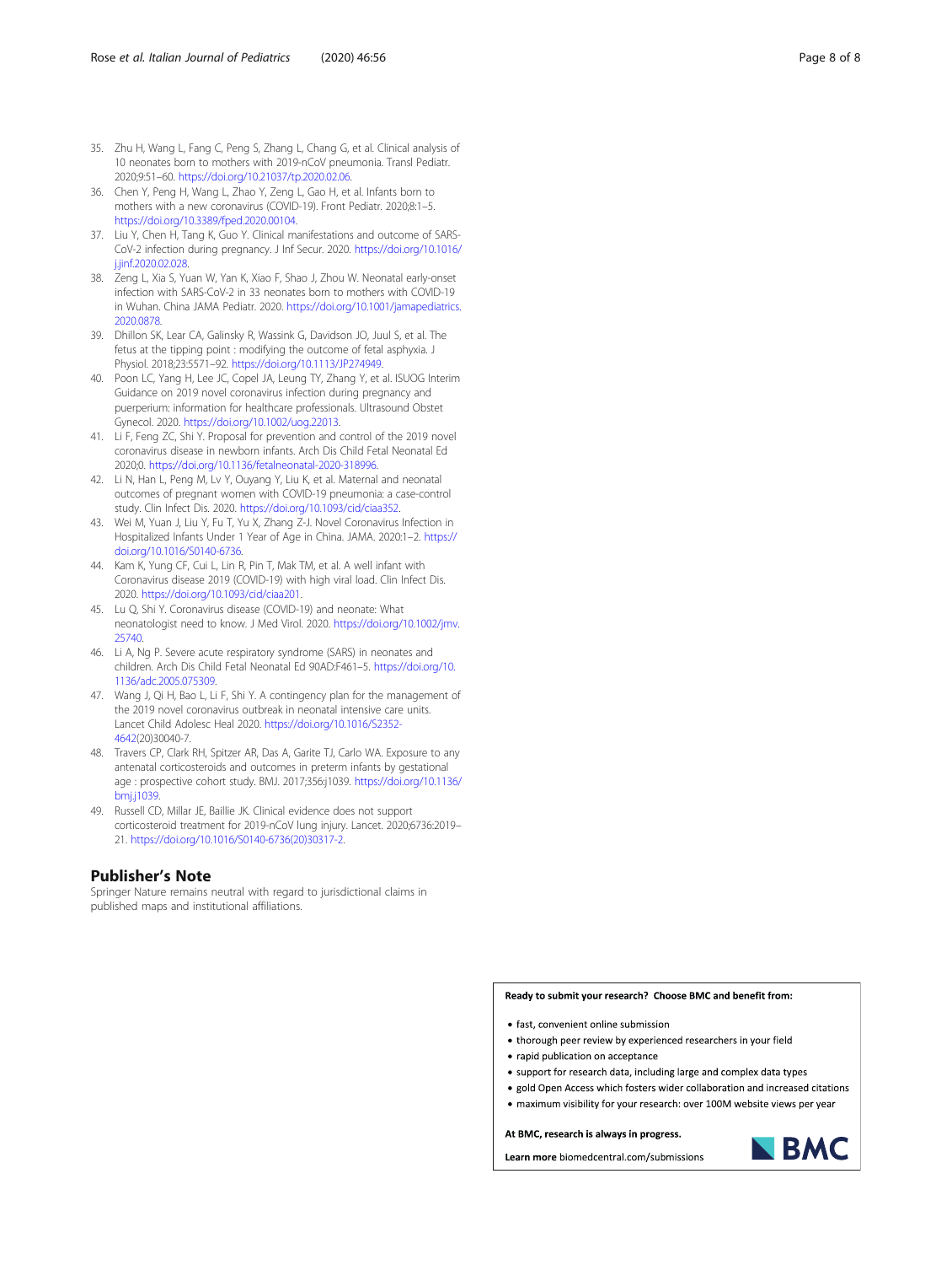35. Zhu H, Wang L, Fang C, Peng S, Zhang L, Chang G, et al. Clinical analysis of 10 neonates born to mothers with 2019-nCoV pneumonia. Transl Pediatr. 2020;9:51–60. https://doi.org/10.21037/tp.2020.02.06.
36. Chen Y, Peng H, Wang L, Zhao Y, Zeng L, Gao H, et al. Infants born to mothers with a new coronavirus (COVID-19). Front Pediatr. 2020;8:1–5. https://doi.org/10.3389/fped.2020.00104.
37. Liu Y, Chen H, Tang K, Guo Y. Clinical manifestations and outcome of SARS-CoV-2 infection during pregnancy. J Inf Secur. 2020. https://doi.org/10.1016/j.jinf.2020.02.028.
38. Zeng L, Xia S, Yuan W, Yan K, Xiao F, Shao J, Zhou W. Neonatal early-onset infection with SARS-CoV-2 in 33 neonates born to mothers with COVID-19 in Wuhan. China JAMA Pediatr. 2020. https://doi.org/10.1001/jamapediatrics.2020.0878.
39. Dhillon SK, Lear CA, Galinsky R, Wassink G, Davidson JO, Juul S, et al. The fetus at the tipping point : modifying the outcome of fetal asphyxia. J Physiol. 2018;23:5571–92. https://doi.org/10.1113/JP274949.
40. Poon LC, Yang H, Lee JC, Copel JA, Leung TY, Zhang Y, et al. ISUOG Interim Guidance on 2019 novel coronavirus infection during pregnancy and puerperium: information for healthcare professionals. Ultrasound Obstet Gynecol. 2020. https://doi.org/10.1002/uog.22013.
41. Li F, Feng ZC, Shi Y. Proposal for prevention and control of the 2019 novel coronavirus disease in newborn infants. Arch Dis Child Fetal Neonatal Ed 2020;0. https://doi.org/10.1136/fetalneonatal-2020-318996.
42. Li N, Han L, Peng M, Lv Y, Ouyang Y, Liu K, et al. Maternal and neonatal outcomes of pregnant women with COVID-19 pneumonia: a case-control study. Clin Infect Dis. 2020. https://doi.org/10.1093/cid/ciaa352.
43. Wei M, Yuan J, Liu Y, Fu T, Yu X, Zhang Z-J. Novel Coronavirus Infection in Hospitalized Infants Under 1 Year of Age in China. JAMA. 2020:1–2. https://doi.org/10.1016/S0140-6736.
44. Kam K, Yung CF, Cui L, Lin R, Pin T, Mak TM, et al. A well infant with Coronavirus disease 2019 (COVID-19) with high viral load. Clin Infect Dis. 2020. https://doi.org/10.1093/cid/ciaa201.
45. Lu Q, Shi Y. Coronavirus disease (COVID-19) and neonate: What neonatologist need to know. J Med Virol. 2020. https://doi.org/10.1002/jmv.25740.
46. Li A, Ng P. Severe acute respiratory syndrome (SARS) in neonates and children. Arch Dis Child Fetal Neonatal Ed 90AD:F461–5. https://doi.org/10.1136/adc.2005.075309.
47. Wang J, Qi H, Bao L, Li F, Shi Y. A contingency plan for the management of the 2019 novel coronavirus outbreak in neonatal intensive care units. Lancet Child Adolesc Heal 2020. https://doi.org/10.1016/S2352-4642(20)30040-7.
48. Travers CP, Clark RH, Spitzer AR, Das A, Garite TJ, Carlo WA. Exposure to any antenatal corticosteroids and outcomes in preterm infants by gestational age : prospective cohort study. BMJ. 2017;356:j1039. https://doi.org/10.1136/bmj.j1039.
49. Russell CD, Millar JE, Baillie JK. Clinical evidence does not support corticosteroid treatment for 2019-nCoV lung injury. Lancet. 2020;6736:2019–21. https://doi.org/10.1016/S0140-6736(20)30317-2.

## Publisher's Note

Springer Nature remains neutral with regard to jurisdictional claims in published maps and institutional affiliations.

**Ready to submit your research? Choose BMC and benefit from:**

- fast, convenient online submission
- thorough peer review by experienced researchers in your field
- rapid publication on acceptance
- support for research data, including large and complex data types
- gold Open Access which fosters wider collaboration and increased citations
- maximum visibility for your research: over 100M website views per year

**At BMC, research is always in progress.**

**Learn more** biomedcentral.com/submissions

BMC